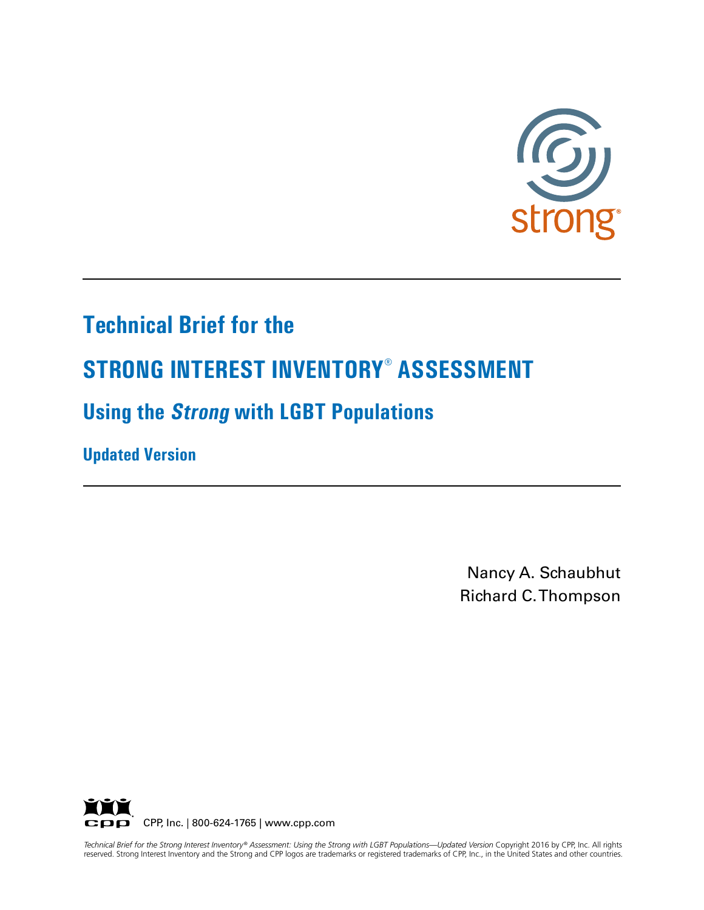strong®

# Technical Brief for the

# STRONG INTEREST INVENTORY® ASSESSMENT

## Using the *Strong* with LGBT Populations

### Updated Version

Nancy A. Schaubhut
Richard C. Thompson

CPP, Inc. | 800-624-1765 | www.cpp.com

*Technical Brief for the Strong Interest Inventory® Assessment: Using the Strong with LGBT Populations—Updated Version* Copyright 2016 by CPP, Inc. All rights reserved. Strong Interest Inventory and the Strong and CPP logos are trademarks or registered trademarks of CPP, Inc., in the United States and other countries.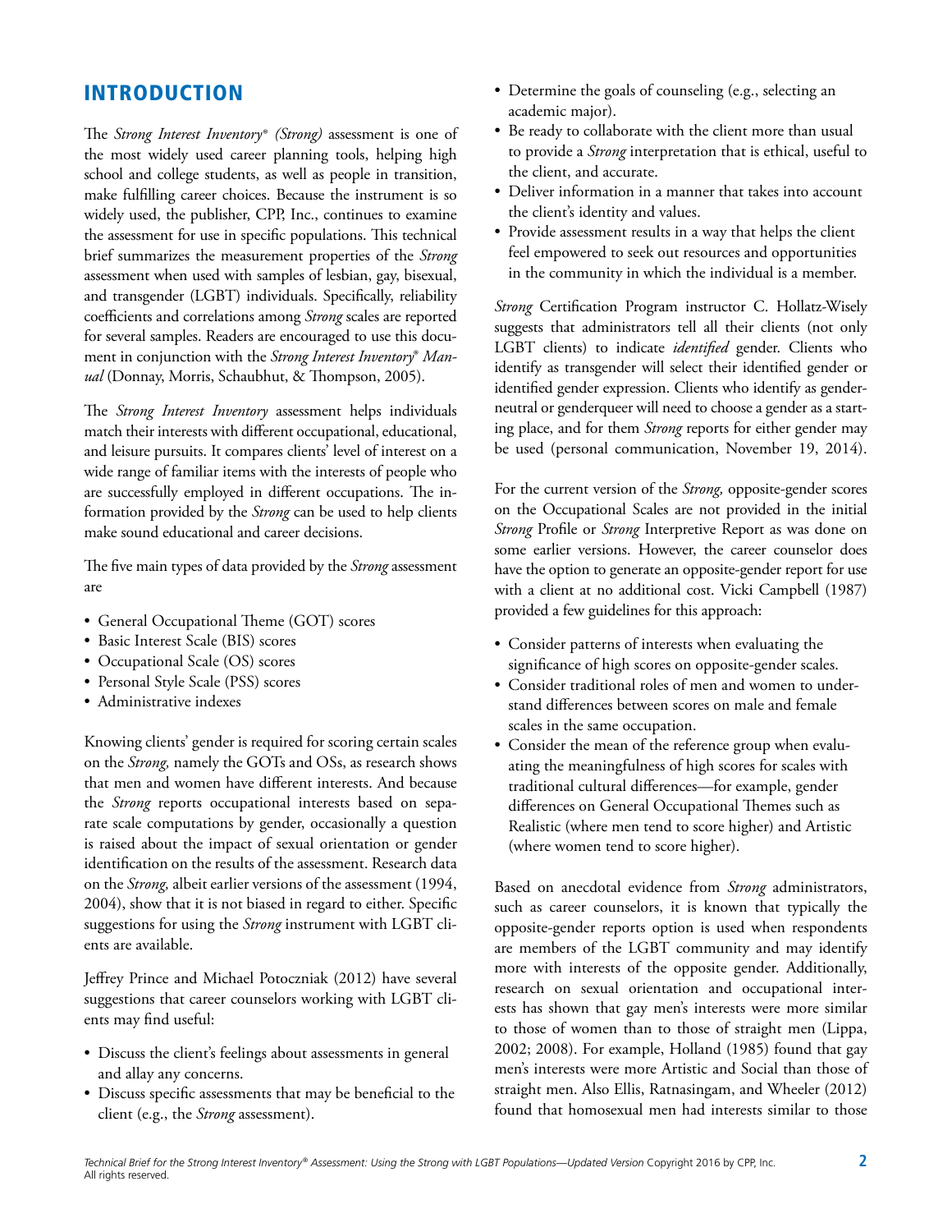## INTRODUCTION

The *Strong Interest Inventory® (Strong)* assessment is one of the most widely used career planning tools, helping high school and college students, as well as people in transition, make fulfilling career choices. Because the instrument is so widely used, the publisher, CPP, Inc., continues to examine the assessment for use in specific populations. This technical brief summarizes the measurement properties of the *Strong* assessment when used with samples of lesbian, gay, bisexual, and transgender (LGBT) individuals. Specifically, reliability coefficients and correlations among *Strong* scales are reported for several samples. Readers are encouraged to use this document in conjunction with the *Strong Interest Inventory® Manual* (Donnay, Morris, Schaubhut, & Thompson, 2005).

The *Strong Interest Inventory* assessment helps individuals match their interests with different occupational, educational, and leisure pursuits. It compares clients' level of interest on a wide range of familiar items with the interests of people who are successfully employed in different occupations. The information provided by the *Strong* can be used to help clients make sound educational and career decisions.

The five main types of data provided by the *Strong* assessment are

- General Occupational Theme (GOT) scores
- Basic Interest Scale (BIS) scores
- Occupational Scale (OS) scores
- Personal Style Scale (PSS) scores
- Administrative indexes

Knowing clients' gender is required for scoring certain scales on the *Strong,* namely the GOTs and OSs, as research shows that men and women have different interests. And because the *Strong* reports occupational interests based on separate scale computations by gender, occasionally a question is raised about the impact of sexual orientation or gender identification on the results of the assessment. Research data on the *Strong,* albeit earlier versions of the assessment (1994, 2004), show that it is not biased in regard to either. Specific suggestions for using the *Strong* instrument with LGBT clients are available.

Jeffrey Prince and Michael Potoczniak (2012) have several suggestions that career counselors working with LGBT clients may find useful:

- Discuss the client's feelings about assessments in general and allay any concerns.
- Discuss specific assessments that may be beneficial to the client (e.g., the *Strong* assessment).
- Determine the goals of counseling (e.g., selecting an academic major).
- Be ready to collaborate with the client more than usual to provide a *Strong* interpretation that is ethical, useful to the client, and accurate.
- Deliver information in a manner that takes into account the client's identity and values.
- Provide assessment results in a way that helps the client feel empowered to seek out resources and opportunities in the community in which the individual is a member.

*Strong* Certification Program instructor C. Hollatz-Wisely suggests that administrators tell all their clients (not only LGBT clients) to indicate *identified* gender. Clients who identify as transgender will select their identified gender or identified gender expression. Clients who identify as genderneutral or genderqueer will need to choose a gender as a starting place, and for them *Strong* reports for either gender may be used (personal communication, November 19, 2014).

For the current version of the *Strong,* opposite-gender scores on the Occupational Scales are not provided in the initial *Strong* Profile or *Strong* Interpretive Report as was done on some earlier versions. However, the career counselor does have the option to generate an opposite-gender report for use with a client at no additional cost. Vicki Campbell (1987) provided a few guidelines for this approach:

- Consider patterns of interests when evaluating the significance of high scores on opposite-gender scales.
- Consider traditional roles of men and women to understand differences between scores on male and female scales in the same occupation.
- Consider the mean of the reference group when evaluating the meaningfulness of high scores for scales with traditional cultural differences—for example, gender differences on General Occupational Themes such as Realistic (where men tend to score higher) and Artistic (where women tend to score higher).

Based on anecdotal evidence from *Strong* administrators, such as career counselors, it is known that typically the opposite-gender reports option is used when respondents are members of the LGBT community and may identify more with interests of the opposite gender. Additionally, research on sexual orientation and occupational interests has shown that gay men's interests were more similar to those of women than to those of straight men (Lippa, 2002; 2008). For example, Holland (1985) found that gay men's interests were more Artistic and Social than those of straight men. Also Ellis, Ratnasingam, and Wheeler (2012) found that homosexual men had interests similar to those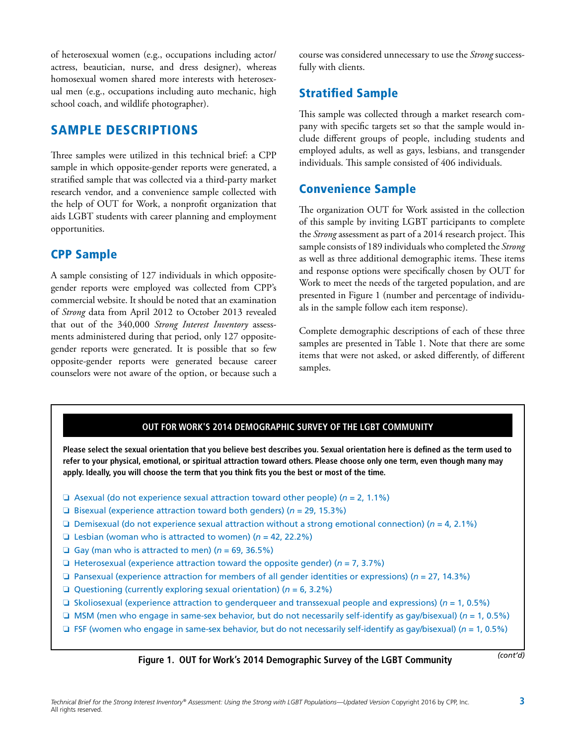of heterosexual women (e.g., occupations including actor/actress, beautician, nurse, and dress designer), whereas homosexual women shared more interests with heterosexual men (e.g., occupations including auto mechanic, high school coach, and wildlife photographer).

## SAMPLE DESCRIPTIONS

Three samples were utilized in this technical brief: a CPP sample in which opposite-gender reports were generated, a stratified sample that was collected via a third-party market research vendor, and a convenience sample collected with the help of OUT for Work, a nonprofit organization that aids LGBT students with career planning and employment opportunities.

### CPP Sample

A sample consisting of 127 individuals in which opposite-gender reports were employed was collected from CPP's commercial website. It should be noted that an examination of *Strong* data from April 2012 to October 2013 revealed that out of the 340,000 *Strong Interest Inventory* assessments administered during that period, only 127 opposite-gender reports were generated. It is possible that so few opposite-gender reports were generated because career counselors were not aware of the option, or because such a course was considered unnecessary to use the *Strong* successfully with clients.

### Stratified Sample

This sample was collected through a market research company with specific targets set so that the sample would include different groups of people, including students and employed adults, as well as gays, lesbians, and transgender individuals. This sample consisted of 406 individuals.

### Convenience Sample

The organization OUT for Work assisted in the collection of this sample by inviting LGBT participants to complete the *Strong* assessment as part of a 2014 research project. This sample consists of 189 individuals who completed the *Strong* as well as three additional demographic items. These items and response options were specifically chosen by OUT for Work to meet the needs of the targeted population, and are presented in Figure 1 (number and percentage of individuals in the sample follow each item response).

Complete demographic descriptions of each of these three samples are presented in Table 1. Note that there are some items that were not asked, or asked differently, of different samples.

**OUT FOR WORK'S 2014 DEMOGRAPHIC SURVEY OF THE LGBT COMMUNITY**

**Please select the sexual orientation that you believe best describes you. Sexual orientation here is defined as the term used to refer to your physical, emotional, or spiritual attraction toward others. Please choose only one term, even though many may apply. Ideally, you will choose the term that you think fits you the best or most of the time.**

- ❑ Asexual (do not experience sexual attraction toward other people) (*n* = 2, 1.1%)
- ❑ Bisexual (experience attraction toward both genders) (*n* = 29, 15.3%)
- ❑ Demisexual (do not experience sexual attraction without a strong emotional connection) (*n* = 4, 2.1%)
- ❑ Lesbian (woman who is attracted to women) (*n* = 42, 22.2%)
- ❑ Gay (man who is attracted to men) (*n* = 69, 36.5%)
- ❑ Heterosexual (experience attraction toward the opposite gender) (*n* = 7, 3.7%)
- ❑ Pansexual (experience attraction for members of all gender identities or expressions) (*n* = 27, 14.3%)
- ❑ Questioning (currently exploring sexual orientation) (*n* = 6, 3.2%)
- ❑ Skoliosexual (experience attraction to genderqueer and transsexual people and expressions) (*n* = 1, 0.5%)
- ❑ MSM (men who engage in same-sex behavior, but do not necessarily self-identify as gay/bisexual) (*n* = 1, 0.5%)
- ❑ FSF (women who engage in same-sex behavior, but do not necessarily self-identify as gay/bisexual) (*n* = 1, 0.5%)

*(cont'd)*

**Figure 1. OUT for Work's 2014 Demographic Survey of the LGBT Community**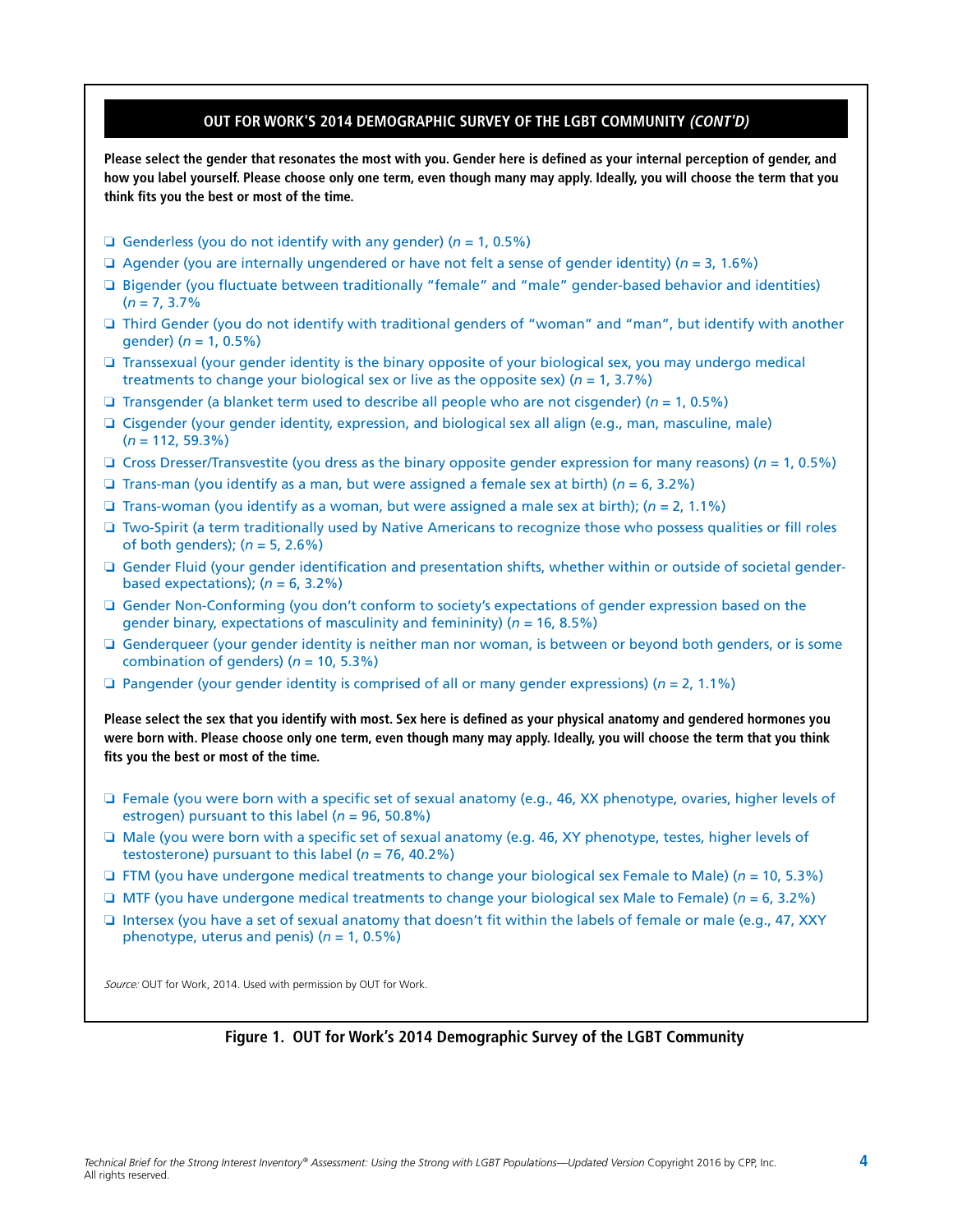## OUT FOR WORK'S 2014 DEMOGRAPHIC SURVEY OF THE LGBT COMMUNITY *(CONT'D)*

**Please select the gender that resonates the most with you. Gender here is defined as your internal perception of gender, and how you label yourself. Please choose only one term, even though many may apply. Ideally, you will choose the term that you think fits you the best or most of the time.**

- ❏ Genderless (you do not identify with any gender) (*n* = 1, 0.5%)
- ❏ Agender (you are internally ungendered or have not felt a sense of gender identity) (*n* = 3, 1.6%)
- ❏ Bigender (you fluctuate between traditionally "female" and "male" gender-based behavior and identities) (*n* = 7, 3.7%
- ❏ Third Gender (you do not identify with traditional genders of "woman" and "man", but identify with another gender) (*n* = 1, 0.5%)
- ❏ Transsexual (your gender identity is the binary opposite of your biological sex, you may undergo medical treatments to change your biological sex or live as the opposite sex) (*n* = 1, 3.7%)
- ❏ Transgender (a blanket term used to describe all people who are not cisgender) (*n* = 1, 0.5%)
- ❏ Cisgender (your gender identity, expression, and biological sex all align (e.g., man, masculine, male) (*n* = 112, 59.3%)
- ❏ Cross Dresser/Transvestite (you dress as the binary opposite gender expression for many reasons) (*n* = 1, 0.5%)
- ❏ Trans-man (you identify as a man, but were assigned a female sex at birth) (*n* = 6, 3.2%)
- ❏ Trans-woman (you identify as a woman, but were assigned a male sex at birth); (*n* = 2, 1.1%)
- ❏ Two-Spirit (a term traditionally used by Native Americans to recognize those who possess qualities or fill roles of both genders); (*n* = 5, 2.6%)
- ❏ Gender Fluid (your gender identification and presentation shifts, whether within or outside of societal gender-based expectations); (*n* = 6, 3.2%)
- ❏ Gender Non-Conforming (you don't conform to society's expectations of gender expression based on the gender binary, expectations of masculinity and femininity) (*n* = 16, 8.5%)
- ❏ Genderqueer (your gender identity is neither man nor woman, is between or beyond both genders, or is some combination of genders) (*n* = 10, 5.3%)
- ❏ Pangender (your gender identity is comprised of all or many gender expressions) (*n* = 2, 1.1%)

**Please select the sex that you identify with most. Sex here is defined as your physical anatomy and gendered hormones you were born with. Please choose only one term, even though many may apply. Ideally, you will choose the term that you think fits you the best or most of the time.**

- ❏ Female (you were born with a specific set of sexual anatomy (e.g., 46, XX phenotype, ovaries, higher levels of estrogen) pursuant to this label (*n* = 96, 50.8%)
- ❏ Male (you were born with a specific set of sexual anatomy (e.g. 46, XY phenotype, testes, higher levels of testosterone) pursuant to this label (*n* = 76, 40.2%)
- ❏ FTM (you have undergone medical treatments to change your biological sex Female to Male) (*n* = 10, 5.3%)
- ❏ MTF (you have undergone medical treatments to change your biological sex Male to Female) (*n* = 6, 3.2%)
- ❏ Intersex (you have a set of sexual anatomy that doesn't fit within the labels of female or male (e.g., 47, XXY phenotype, uterus and penis) (*n* = 1, 0.5%)

*Source:* OUT for Work, 2014. Used with permission by OUT for Work.

**Figure 1. OUT for Work's 2014 Demographic Survey of the LGBT Community**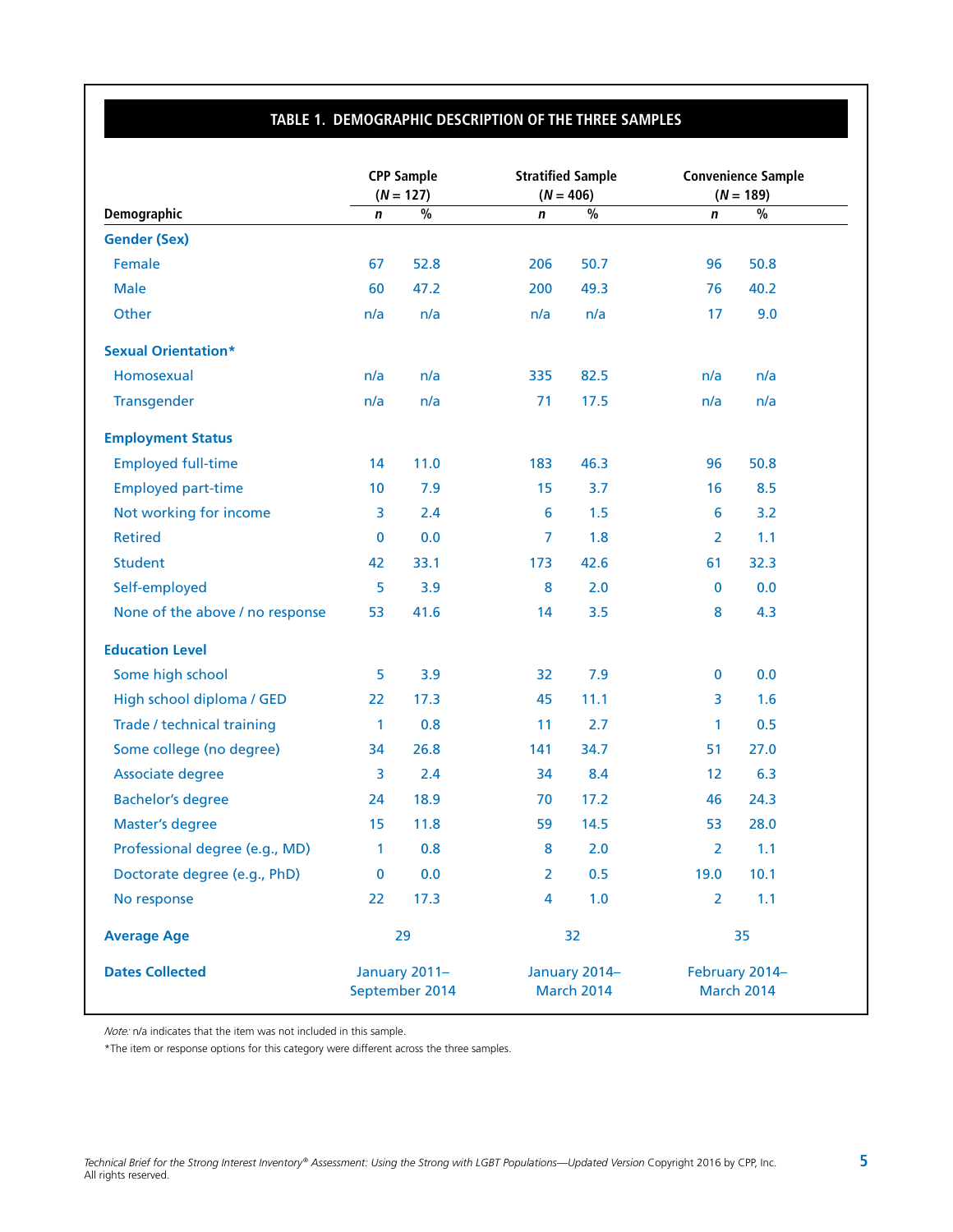## TABLE 1. DEMOGRAPHIC DESCRIPTION OF THE THREE SAMPLES

| Demographic | CPP Sample ($N$ = 127) | | Stratified Sample ($N$ = 406) | | Convenience Sample ($N$ = 189) | |
|---|---|---|---|---|---|---|
| | *n* | % | *n* | % | *n* | % |
| **Gender (Sex)** | | | | | | |
| Female | 67 | 52.8 | 206 | 50.7 | 96 | 50.8 |
| Male | 60 | 47.2 | 200 | 49.3 | 76 | 40.2 |
| Other | n/a | n/a | n/a | n/a | 17 | 9.0 |
| **Sexual Orientation*** | | | | | | |
| Homosexual | n/a | n/a | 335 | 82.5 | n/a | n/a |
| Transgender | n/a | n/a | 71 | 17.5 | n/a | n/a |
| **Employment Status** | | | | | | |
| Employed full-time | 14 | 11.0 | 183 | 46.3 | 96 | 50.8 |
| Employed part-time | 10 | 7.9 | 15 | 3.7 | 16 | 8.5 |
| Not working for income | 3 | 2.4 | 6 | 1.5 | 6 | 3.2 |
| Retired | 0 | 0.0 | 7 | 1.8 | 2 | 1.1 |
| Student | 42 | 33.1 | 173 | 42.6 | 61 | 32.3 |
| Self-employed | 5 | 3.9 | 8 | 2.0 | 0 | 0.0 |
| None of the above / no response | 53 | 41.6 | 14 | 3.5 | 8 | 4.3 |
| **Education Level** | | | | | | |
| Some high school | 5 | 3.9 | 32 | 7.9 | 0 | 0.0 |
| High school diploma / GED | 22 | 17.3 | 45 | 11.1 | 3 | 1.6 |
| Trade / technical training | 1 | 0.8 | 11 | 2.7 | 1 | 0.5 |
| Some college (no degree) | 34 | 26.8 | 141 | 34.7 | 51 | 27.0 |
| Associate degree | 3 | 2.4 | 34 | 8.4 | 12 | 6.3 |
| Bachelor's degree | 24 | 18.9 | 70 | 17.2 | 46 | 24.3 |
| Master's degree | 15 | 11.8 | 59 | 14.5 | 53 | 28.0 |
| Professional degree (e.g., MD) | 1 | 0.8 | 8 | 2.0 | 2 | 1.1 |
| Doctorate degree (e.g., PhD) | 0 | 0.0 | 2 | 0.5 | 19.0 | 10.1 |
| No response | 22 | 17.3 | 4 | 1.0 | 2 | 1.1 |
| **Average Age** | 29 | | 32 | | 35 | |
| **Dates Collected** | January 2011–September 2014 | | January 2014–March 2014 | | February 2014–March 2014 | |

*Note:* n/a indicates that the item was not included in this sample.

*The item or response options for this category were different across the three samples.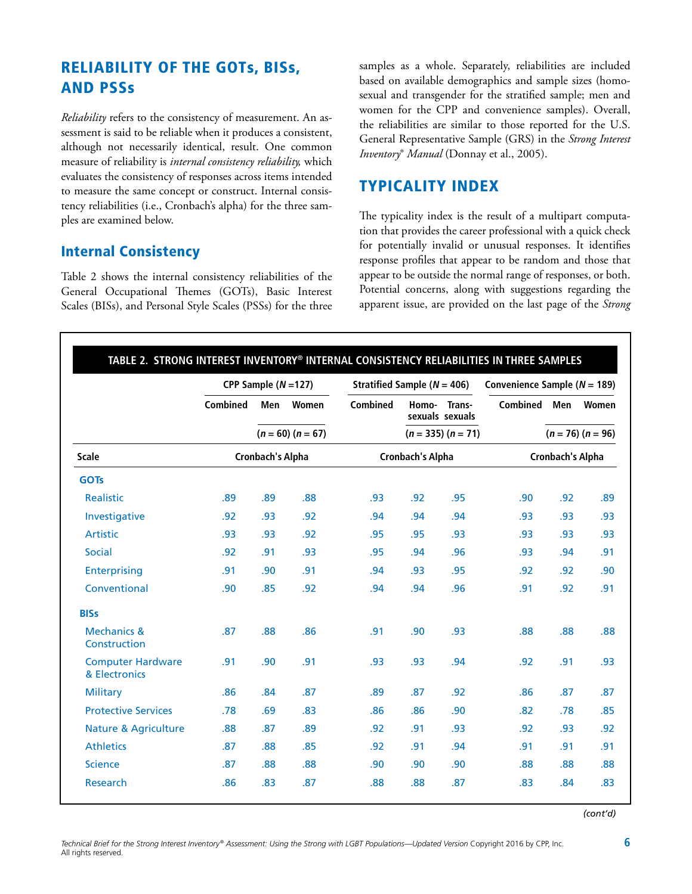## RELIABILITY OF THE GOTs, BISs, AND PSSs

*Reliability* refers to the consistency of measurement. An assessment is said to be reliable when it produces a consistent, although not necessarily identical, result. One common measure of reliability is *internal consistency reliability,* which evaluates the consistency of responses across items intended to measure the same concept or construct. Internal consistency reliabilities (i.e., Cronbach's alpha) for the three samples are examined below.

### Internal Consistency

Table 2 shows the internal consistency reliabilities of the General Occupational Themes (GOTs), Basic Interest Scales (BISs), and Personal Style Scales (PSSs) for the three samples as a whole. Separately, reliabilities are included based on available demographics and sample sizes (homosexual and transgender for the stratified sample; men and women for the CPP and convenience samples). Overall, the reliabilities are similar to those reported for the U.S. General Representative Sample (GRS) in the *Strong Interest Inventory® Manual* (Donnay et al., 2005).

## TYPICALITY INDEX

The typicality index is the result of a multipart computation that provides the career professional with a quick check for potentially invalid or unusual responses. It identifies response profiles that appear to be random and those that appear to be outside the normal range of responses, or both. Potential concerns, along with suggestions regarding the apparent issue, are provided on the last page of the *Strong*

**TABLE 2. STRONG INTEREST INVENTORY® INTERNAL CONSISTENCY RELIABILITIES IN THREE SAMPLES**

| | CPP Sample (*N* =127) | | | Stratified Sample (*N* = 406) | | | Convenience Sample (*N* = 189) | | |
|---|---|---|---|---|---|---|---|---|---|
| | Combined | Men | Women | Combined | Homosexuals | Transsexuals | Combined | Men | Women |
| | | (*n* = 60) | (*n* = 67) | | (*n* = 335) | (*n* = 71) | | (*n* = 76) | (*n* = 96) |
| **Scale** | Cronbach's Alpha | | | Cronbach's Alpha | | | Cronbach's Alpha | | |
| **GOTs** | | | | | | | | | |
| Realistic | .89 | .89 | .88 | .93 | .92 | .95 | .90 | .92 | .89 |
| Investigative | .92 | .93 | .92 | .94 | .94 | .94 | .93 | .93 | .93 |
| Artistic | .93 | .93 | .92 | .95 | .95 | .93 | .93 | .93 | .93 |
| Social | .92 | .91 | .93 | .95 | .94 | .96 | .93 | .94 | .91 |
| Enterprising | .91 | .90 | .91 | .94 | .93 | .95 | .92 | .92 | .90 |
| Conventional | .90 | .85 | .92 | .94 | .94 | .96 | .91 | .92 | .91 |
| **BISs** | | | | | | | | | |
| Mechanics & Construction | .87 | .88 | .86 | .91 | .90 | .93 | .88 | .88 | .88 |
| Computer Hardware & Electronics | .91 | .90 | .91 | .93 | .93 | .94 | .92 | .91 | .93 |
| Military | .86 | .84 | .87 | .89 | .87 | .92 | .86 | .87 | .87 |
| Protective Services | .78 | .69 | .83 | .86 | .86 | .90 | .82 | .78 | .85 |
| Nature & Agriculture | .88 | .87 | .89 | .92 | .91 | .93 | .92 | .93 | .92 |
| Athletics | .87 | .88 | .85 | .92 | .91 | .94 | .91 | .91 | .91 |
| Science | .87 | .88 | .88 | .90 | .90 | .90 | .88 | .88 | .88 |
| Research | .86 | .83 | .87 | .88 | .88 | .87 | .83 | .84 | .83 |

*(cont'd)*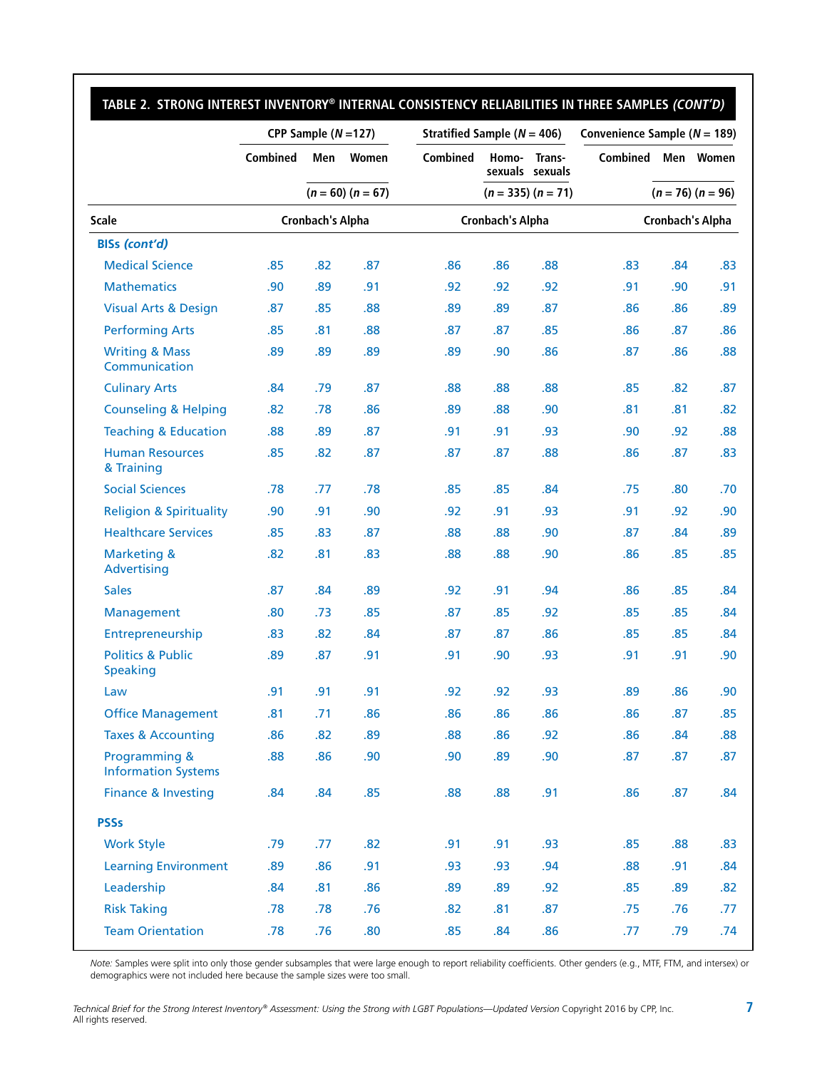**TABLE 2. STRONG INTEREST INVENTORY® INTERNAL CONSISTENCY RELIABILITIES IN THREE SAMPLES *(CONT'D)***

| Scale | CPP Sample ($N$ = 127) | | | Stratified Sample ($N$ = 406) | | | Convenience Sample ($N$ = 189) | | |
|---|---|---|---|---|---|---|---|---|---|
| | Combined | Men ($n$ = 60) | Women ($n$ = 67) | Combined | Homosexuals ($n$ = 335) | Transsexuals ($n$ = 71) | Combined | Men ($n$ = 76) | Women ($n$ = 96) |
| | Cronbach's Alpha | | | Cronbach's Alpha | | | Cronbach's Alpha | | |
| **BISs *(cont'd)*** | | | | | | | | | |
| Medical Science | .85 | .82 | .87 | .86 | .86 | .88 | .83 | .84 | .83 |
| Mathematics | .90 | .89 | .91 | .92 | .92 | .92 | .91 | .90 | .91 |
| Visual Arts & Design | .87 | .85 | .88 | .89 | .89 | .87 | .86 | .86 | .89 |
| Performing Arts | .85 | .81 | .88 | .87 | .87 | .85 | .86 | .87 | .86 |
| Writing & Mass Communication | .89 | .89 | .89 | .89 | .90 | .86 | .87 | .86 | .88 |
| Culinary Arts | .84 | .79 | .87 | .88 | .88 | .88 | .85 | .82 | .87 |
| Counseling & Helping | .82 | .78 | .86 | .89 | .88 | .90 | .81 | .81 | .82 |
| Teaching & Education | .88 | .89 | .87 | .91 | .91 | .93 | .90 | .92 | .88 |
| Human Resources & Training | .85 | .82 | .87 | .87 | .87 | .88 | .86 | .87 | .83 |
| Social Sciences | .78 | .77 | .78 | .85 | .85 | .84 | .75 | .80 | .70 |
| Religion & Spirituality | .90 | .91 | .90 | .92 | .91 | .93 | .91 | .92 | .90 |
| Healthcare Services | .85 | .83 | .87 | .88 | .88 | .90 | .87 | .84 | .89 |
| Marketing & Advertising | .82 | .81 | .83 | .88 | .88 | .90 | .86 | .85 | .85 |
| Sales | .87 | .84 | .89 | .92 | .91 | .94 | .86 | .85 | .84 |
| Management | .80 | .73 | .85 | .87 | .85 | .92 | .85 | .85 | .84 |
| Entrepreneurship | .83 | .82 | .84 | .87 | .87 | .86 | .85 | .85 | .84 |
| Politics & Public Speaking | .89 | .87 | .91 | .91 | .90 | .93 | .91 | .91 | .90 |
| Law | .91 | .91 | .91 | .92 | .92 | .93 | .89 | .86 | .90 |
| Office Management | .81 | .71 | .86 | .86 | .86 | .86 | .86 | .87 | .85 |
| Taxes & Accounting | .86 | .82 | .89 | .88 | .86 | .92 | .86 | .84 | .88 |
| Programming & Information Systems | .88 | .86 | .90 | .90 | .89 | .90 | .87 | .87 | .87 |
| Finance & Investing | .84 | .84 | .85 | .88 | .88 | .91 | .86 | .87 | .84 |
| **PSSs** | | | | | | | | | |
| Work Style | .79 | .77 | .82 | .91 | .91 | .93 | .85 | .88 | .83 |
| Learning Environment | .89 | .86 | .91 | .93 | .93 | .94 | .88 | .91 | .84 |
| Leadership | .84 | .81 | .86 | .89 | .89 | .92 | .85 | .89 | .82 |
| Risk Taking | .78 | .78 | .76 | .82 | .81 | .87 | .75 | .76 | .77 |
| Team Orientation | .78 | .76 | .80 | .85 | .84 | .86 | .77 | .79 | .74 |

*Note:* Samples were split into only those gender subsamples that were large enough to report reliability coefficients. Other genders (e.g., MTF, FTM, and intersex) or demographics were not included here because the sample sizes were too small.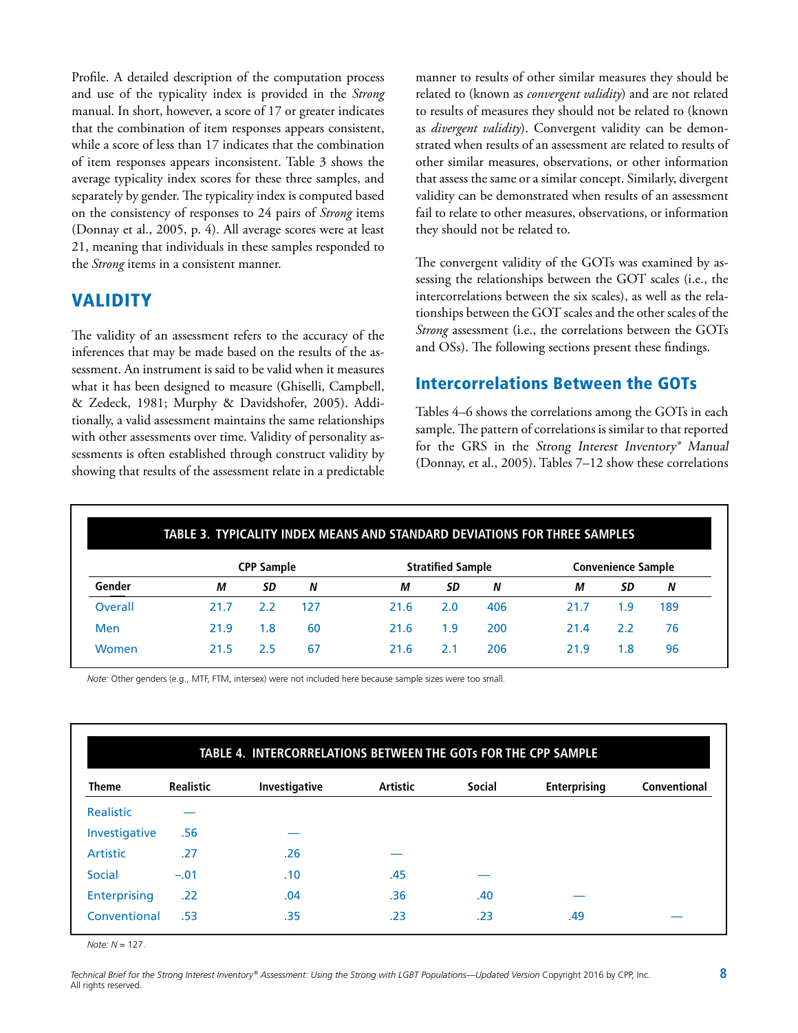Profile. A detailed description of the computation process and use of the typicality index is provided in the *Strong* manual. In short, however, a score of 17 or greater indicates that the combination of item responses appears consistent, while a score of less than 17 indicates that the combination of item responses appears inconsistent. Table 3 shows the average typicality index scores for these three samples, and separately by gender. The typicality index is computed based on the consistency of responses to 24 pairs of *Strong* items (Donnay et al., 2005, p. 4). All average scores were at least 21, meaning that individuals in these samples responded to the *Strong* items in a consistent manner.

## VALIDITY

The validity of an assessment refers to the accuracy of the inferences that may be made based on the results of the assessment. An instrument is said to be valid when it measures what it has been designed to measure (Ghiselli, Campbell, & Zedeck, 1981; Murphy & Davidshofer, 2005). Additionally, a valid assessment maintains the same relationships with other assessments over time. Validity of personality assessments is often established through construct validity by showing that results of the assessment relate in a predictable manner to results of other similar measures they should be related to (known as *convergent validity*) and are not related to results of measures they should not be related to (known as *divergent validity*). Convergent validity can be demonstrated when results of an assessment are related to results of other similar measures, observations, or other information that assess the same or a similar concept. Similarly, divergent validity can be demonstrated when results of an assessment fail to relate to other measures, observations, or information they should not be related to.

The convergent validity of the GOTs was examined by assessing the relationships between the GOT scales (i.e., the intercorrelations between the six scales), as well as the relationships between the GOT scales and the other scales of the *Strong* assessment (i.e., the correlations between the GOTs and OSs). The following sections present these findings.

### Intercorrelations Between the GOTs

Tables 4–6 shows the correlations among the GOTs in each sample. The pattern of correlations is similar to that reported for the GRS in the *Strong Interest Inventory® Manual* (Donnay, et al., 2005). Tables 7–12 show these correlations

**TABLE 3. TYPICALITY INDEX MEANS AND STANDARD DEVIATIONS FOR THREE SAMPLES**

| | CPP Sample | | | Stratified Sample | | | Convenience Sample | | |
|---|---|---|---|---|---|---|---|---|---|
| Gender | *M* | *SD* | *N* | *M* | *SD* | *N* | *M* | *SD* | *N* |
| Overall | 21.7 | 2.2 | 127 | 21.6 | 2.0 | 406 | 21.7 | 1.9 | 189 |
| Men | 21.9 | 1.8 | 60 | 21.6 | 1.9 | 200 | 21.4 | 2.2 | 76 |
| Women | 21.5 | 2.5 | 67 | 21.6 | 2.1 | 206 | 21.9 | 1.8 | 96 |

*Note:* Other genders (e.g., MTF, FTM, intersex) were not included here because sample sizes were too small.

**TABLE 4. INTERCORRELATIONS BETWEEN THE GOTs FOR THE CPP SAMPLE**

| Theme | Realistic | Investigative | Artistic | Social | Enterprising | Conventional |
|---|---|---|---|---|---|---|
| Realistic | — | | | | | |
| Investigative | .56 | — | | | | |
| Artistic | .27 | .26 | — | | | |
| Social | −.01 | .10 | .45 | — | | |
| Enterprising | .22 | .04 | .36 | .40 | — | |
| Conventional | .53 | .35 | .23 | .23 | .49 | — |

*Note:* $N$ = 127.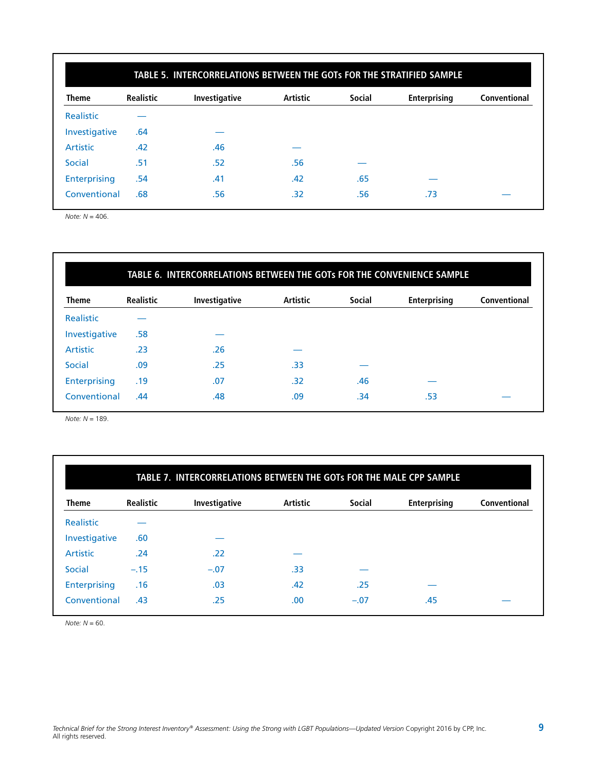**TABLE 5. INTERCORRELATIONS BETWEEN THE GOTs FOR THE STRATIFIED SAMPLE**

| Theme | Realistic | Investigative | Artistic | Social | Enterprising | Conventional |
|---|---|---|---|---|---|---|
| Realistic | — | | | | | |
| Investigative | .64 | — | | | | |
| Artistic | .42 | .46 | — | | | |
| Social | .51 | .52 | .56 | — | | |
| Enterprising | .54 | .41 | .42 | .65 | — | |
| Conventional | .68 | .56 | .32 | .56 | .73 | — |

*Note: N* = 406.

**TABLE 6. INTERCORRELATIONS BETWEEN THE GOTs FOR THE CONVENIENCE SAMPLE**

| Theme | Realistic | Investigative | Artistic | Social | Enterprising | Conventional |
|---|---|---|---|---|---|---|
| Realistic | — | | | | | |
| Investigative | .58 | — | | | | |
| Artistic | .23 | .26 | — | | | |
| Social | .09 | .25 | .33 | — | | |
| Enterprising | .19 | .07 | .32 | .46 | — | |
| Conventional | .44 | .48 | .09 | .34 | .53 | — |

*Note: N* = 189.

**TABLE 7. INTERCORRELATIONS BETWEEN THE GOTs FOR THE MALE CPP SAMPLE**

| Theme | Realistic | Investigative | Artistic | Social | Enterprising | Conventional |
|---|---|---|---|---|---|---|
| Realistic | — | | | | | |
| Investigative | .60 | — | | | | |
| Artistic | .24 | .22 | — | | | |
| Social | −.15 | −.07 | .33 | — | | |
| Enterprising | .16 | .03 | .42 | .25 | — | |
| Conventional | .43 | .25 | .00 | −.07 | .45 | — |

*Note: N* = 60.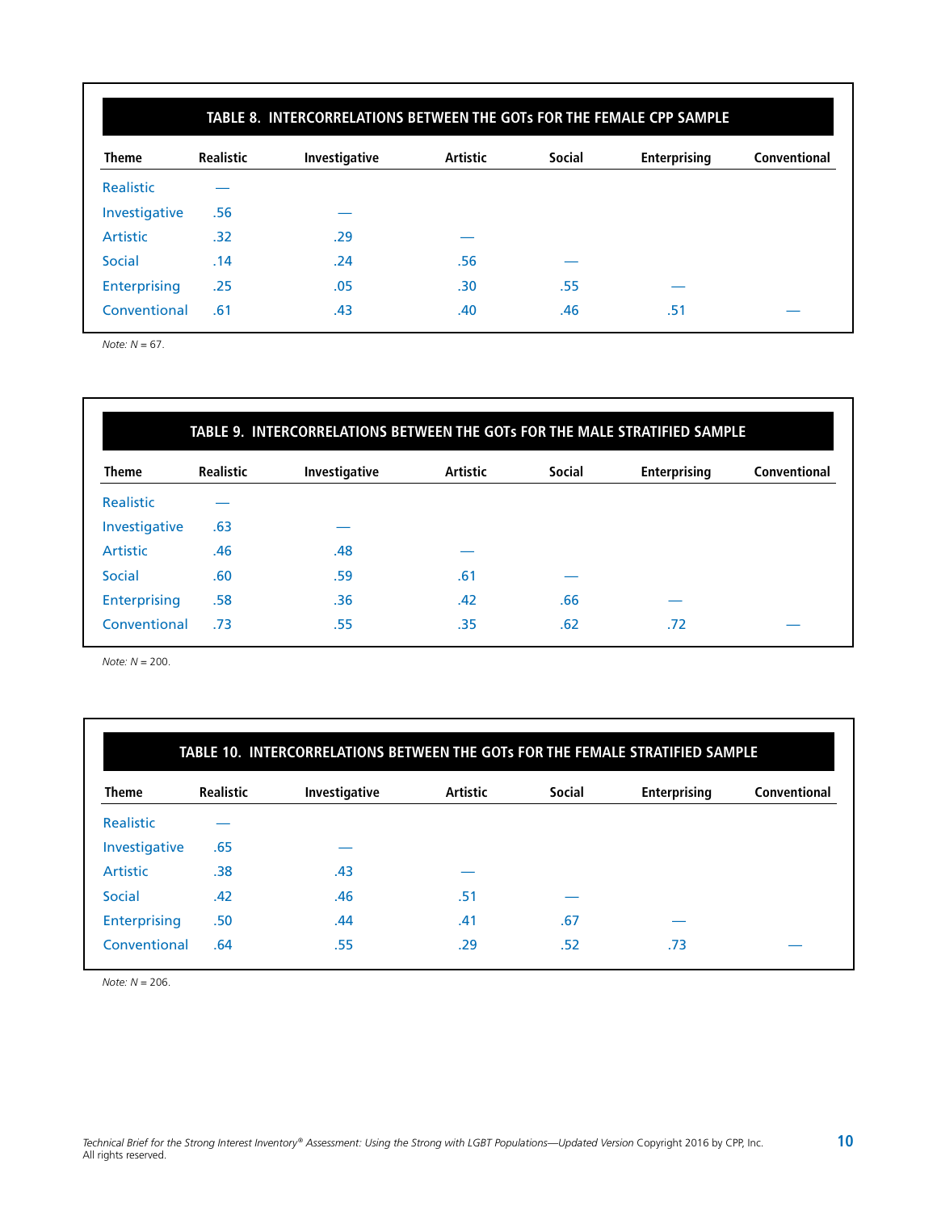**TABLE 8. INTERCORRELATIONS BETWEEN THE GOTs FOR THE FEMALE CPP SAMPLE**

| Theme | Realistic | Investigative | Artistic | Social | Enterprising | Conventional |
|---|---|---|---|---|---|---|
| Realistic | — | | | | | |
| Investigative | .56 | — | | | | |
| Artistic | .32 | .29 | — | | | |
| Social | .14 | .24 | .56 | — | | |
| Enterprising | .25 | .05 | .30 | .55 | — | |
| Conventional | .61 | .43 | .40 | .46 | .51 | — |

*Note: N* = 67.

**TABLE 9. INTERCORRELATIONS BETWEEN THE GOTs FOR THE MALE STRATIFIED SAMPLE**

| Theme | Realistic | Investigative | Artistic | Social | Enterprising | Conventional |
|---|---|---|---|---|---|---|
| Realistic | — | | | | | |
| Investigative | .63 | — | | | | |
| Artistic | .46 | .48 | — | | | |
| Social | .60 | .59 | .61 | — | | |
| Enterprising | .58 | .36 | .42 | .66 | — | |
| Conventional | .73 | .55 | .35 | .62 | .72 | — |

*Note: N* = 200.

**TABLE 10. INTERCORRELATIONS BETWEEN THE GOTs FOR THE FEMALE STRATIFIED SAMPLE**

| Theme | Realistic | Investigative | Artistic | Social | Enterprising | Conventional |
|---|---|---|---|---|---|---|
| Realistic | — | | | | | |
| Investigative | .65 | — | | | | |
| Artistic | .38 | .43 | — | | | |
| Social | .42 | .46 | .51 | — | | |
| Enterprising | .50 | .44 | .41 | .67 | — | |
| Conventional | .64 | .55 | .29 | .52 | .73 | — |

*Note: N* = 206.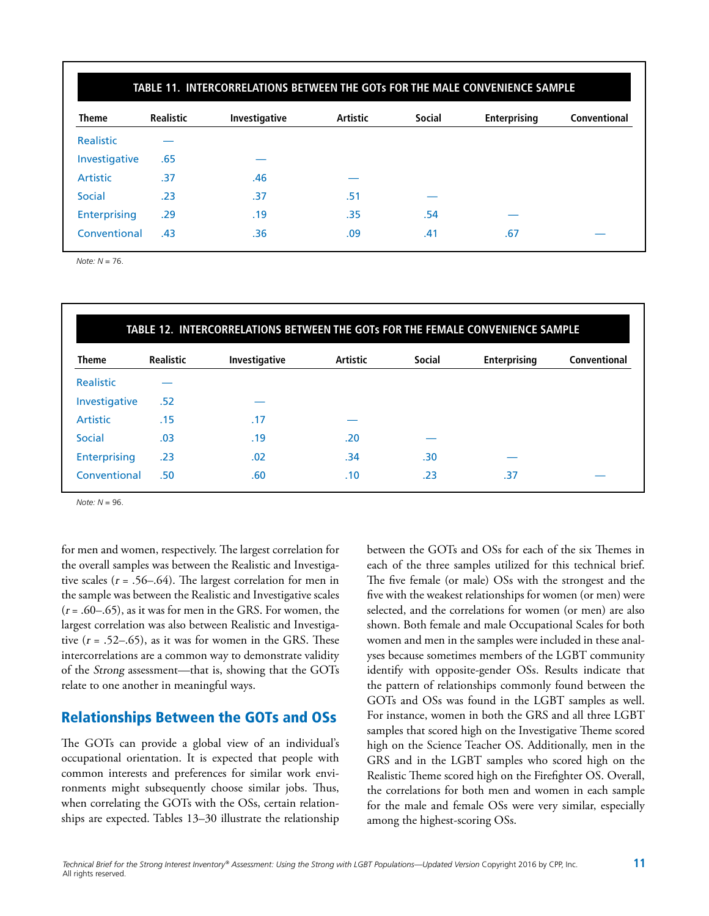**TABLE 11. INTERCORRELATIONS BETWEEN THE GOTs FOR THE MALE CONVENIENCE SAMPLE**

| Theme | Realistic | Investigative | Artistic | Social | Enterprising | Conventional |
|---|---|---|---|---|---|---|
| Realistic | — | | | | | |
| Investigative | .65 | — | | | | |
| Artistic | .37 | .46 | — | | | |
| Social | .23 | .37 | .51 | — | | |
| Enterprising | .29 | .19 | .35 | .54 | — | |
| Conventional | .43 | .36 | .09 | .41 | .67 | — |

*Note: N* = 76.

**TABLE 12. INTERCORRELATIONS BETWEEN THE GOTs FOR THE FEMALE CONVENIENCE SAMPLE**

| Theme | Realistic | Investigative | Artistic | Social | Enterprising | Conventional |
|---|---|---|---|---|---|---|
| Realistic | — | | | | | |
| Investigative | .52 | — | | | | |
| Artistic | .15 | .17 | — | | | |
| Social | .03 | .19 | .20 | — | | |
| Enterprising | .23 | .02 | .34 | .30 | — | |
| Conventional | .50 | .60 | .10 | .23 | .37 | — |

*Note: N* = 96.

for men and women, respectively. The largest correlation for the overall samples was between the Realistic and Investigative scales ($r$ = .56–.64). The largest correlation for men in the sample was between the Realistic and Investigative scales ($r$ = .60–.65), as it was for men in the GRS. For women, the largest correlation was also between Realistic and Investigative ($r$ = .52–.65), as it was for women in the GRS. These intercorrelations are a common way to demonstrate validity of the *Strong* assessment—that is, showing that the GOTs relate to one another in meaningful ways.

## Relationships Between the GOTs and OSs

The GOTs can provide a global view of an individual's occupational orientation. It is expected that people with common interests and preferences for similar work environments might subsequently choose similar jobs. Thus, when correlating the GOTs with the OSs, certain relationships are expected. Tables 13–30 illustrate the relationship between the GOTs and OSs for each of the six Themes in each of the three samples utilized for this technical brief. The five female (or male) OSs with the strongest and the five with the weakest relationships for women (or men) were selected, and the correlations for women (or men) are also shown. Both female and male Occupational Scales for both women and men in the samples were included in these analyses because sometimes members of the LGBT community identify with opposite-gender OSs. Results indicate that the pattern of relationships commonly found between the GOTs and OSs was found in the LGBT samples as well. For instance, women in both the GRS and all three LGBT samples that scored high on the Investigative Theme scored high on the Science Teacher OS. Additionally, men in the GRS and in the LGBT samples who scored high on the Realistic Theme scored high on the Firefighter OS. Overall, the correlations for both men and women in each sample for the male and female OSs were very similar, especially among the highest-scoring OSs.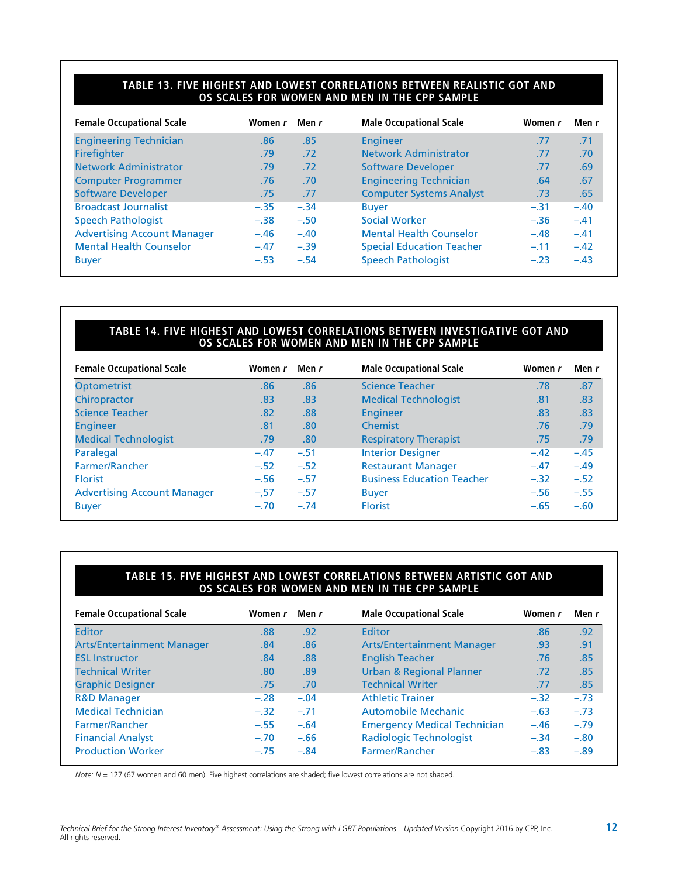**TABLE 13. FIVE HIGHEST AND LOWEST CORRELATIONS BETWEEN REALISTIC GOT AND OS SCALES FOR WOMEN AND MEN IN THE CPP SAMPLE**

| Female Occupational Scale | Women r | Men r | Male Occupational Scale | Women r | Men r |
|---|---|---|---|---|---|
| Engineering Technician | .86 | .85 | Engineer | .77 | .71 |
| Firefighter | .79 | .72 | Network Administrator | .77 | .70 |
| Network Administrator | .79 | .72 | Software Developer | .77 | .69 |
| Computer Programmer | .76 | .70 | Engineering Technician | .64 | .67 |
| Software Developer | .75 | .77 | Computer Systems Analyst | .73 | .65 |
| Broadcast Journalist | –.35 | –.34 | Buyer | –.31 | –.40 |
| Speech Pathologist | –.38 | –.50 | Social Worker | –.36 | –.41 |
| Advertising Account Manager | –.46 | –.40 | Mental Health Counselor | –.48 | –.41 |
| Mental Health Counselor | –.47 | –.39 | Special Education Teacher | –.11 | –.42 |
| Buyer | –.53 | –.54 | Speech Pathologist | –.23 | –.43 |

**TABLE 14. FIVE HIGHEST AND LOWEST CORRELATIONS BETWEEN INVESTIGATIVE GOT AND OS SCALES FOR WOMEN AND MEN IN THE CPP SAMPLE**

| Female Occupational Scale | Women r | Men r | Male Occupational Scale | Women r | Men r |
|---|---|---|---|---|---|
| Optometrist | .86 | .86 | Science Teacher | .78 | .87 |
| Chiropractor | .83 | .83 | Medical Technologist | .81 | .83 |
| Science Teacher | .82 | .88 | Engineer | .83 | .83 |
| Engineer | .81 | .80 | Chemist | .76 | .79 |
| Medical Technologist | .79 | .80 | Respiratory Therapist | .75 | .79 |
| Paralegal | –.47 | –.51 | Interior Designer | –.42 | –.45 |
| Farmer/Rancher | –.52 | –.52 | Restaurant Manager | –.47 | –.49 |
| Florist | –.56 | –.57 | Business Education Teacher | –.32 | –.52 |
| Advertising Account Manager | –,57 | –.57 | Buyer | –.56 | –.55 |
| Buyer | –.70 | –.74 | Florist | –.65 | –.60 |

**TABLE 15. FIVE HIGHEST AND LOWEST CORRELATIONS BETWEEN ARTISTIC GOT AND OS SCALES FOR WOMEN AND MEN IN THE CPP SAMPLE**

| Female Occupational Scale | Women r | Men r | Male Occupational Scale | Women r | Men r |
|---|---|---|---|---|---|
| Editor | .88 | .92 | Editor | .86 | .92 |
| Arts/Entertainment Manager | .84 | .86 | Arts/Entertainment Manager | .93 | .91 |
| ESL Instructor | .84 | .88 | English Teacher | .76 | .85 |
| Technical Writer | .80 | .89 | Urban & Regional Planner | .72 | .85 |
| Graphic Designer | .75 | .70 | Technical Writer | .77 | .85 |
| R&D Manager | –.28 | –.04 | Athletic Trainer | –.32 | –.73 |
| Medical Technician | –.32 | –.71 | Automobile Mechanic | –.63 | –.73 |
| Farmer/Rancher | –.55 | –.64 | Emergency Medical Technician | –.46 | –.79 |
| Financial Analyst | –.70 | –.66 | Radiologic Technologist | –.34 | –.80 |
| Production Worker | –.75 | –.84 | Farmer/Rancher | –.83 | –.89 |

*Note:* $N$ = 127 (67 women and 60 men). Five highest correlations are shaded; five lowest correlations are not shaded.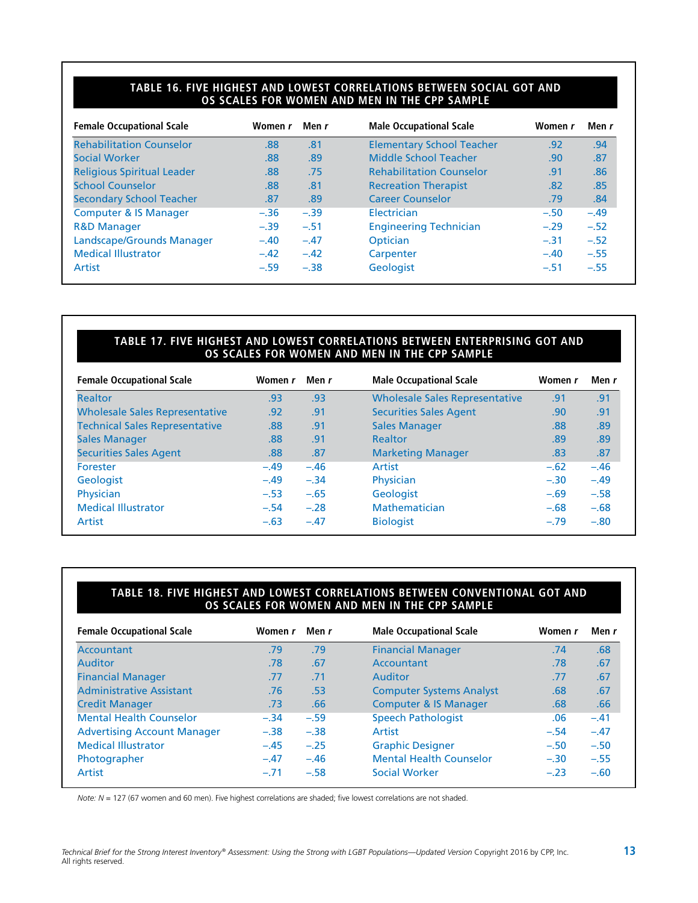**TABLE 16. FIVE HIGHEST AND LOWEST CORRELATIONS BETWEEN SOCIAL GOT AND OS SCALES FOR WOMEN AND MEN IN THE CPP SAMPLE**

| Female Occupational Scale | Women *r* | Men *r* | Male Occupational Scale | Women *r* | Men *r* |
|---|---|---|---|---|---|
| Rehabilitation Counselor | .88 | .81 | Elementary School Teacher | .92 | .94 |
| Social Worker | .88 | .89 | Middle School Teacher | .90 | .87 |
| Religious Spiritual Leader | .88 | .75 | Rehabilitation Counselor | .91 | .86 |
| School Counselor | .88 | .81 | Recreation Therapist | .82 | .85 |
| Secondary School Teacher | .87 | .89 | Career Counselor | .79 | .84 |
| Computer & IS Manager | –.36 | –.39 | Electrician | –.50 | –.49 |
| R&D Manager | –.39 | –.51 | Engineering Technician | –.29 | –.52 |
| Landscape/Grounds Manager | –.40 | –.47 | Optician | –.31 | –.52 |
| Medical Illustrator | –.42 | –.42 | Carpenter | –.40 | –.55 |
| Artist | –.59 | –.38 | Geologist | –.51 | –.55 |

**TABLE 17. FIVE HIGHEST AND LOWEST CORRELATIONS BETWEEN ENTERPRISING GOT AND OS SCALES FOR WOMEN AND MEN IN THE CPP SAMPLE**

| Female Occupational Scale | Women *r* | Men *r* | Male Occupational Scale | Women *r* | Men *r* |
|---|---|---|---|---|---|
| Realtor | .93 | .93 | Wholesale Sales Representative | .91 | .91 |
| Wholesale Sales Representative | .92 | .91 | Securities Sales Agent | .90 | .91 |
| Technical Sales Representative | .88 | .91 | Sales Manager | .88 | .89 |
| Sales Manager | .88 | .91 | Realtor | .89 | .89 |
| Securities Sales Agent | .88 | .87 | Marketing Manager | .83 | .87 |
| Forester | –.49 | –.46 | Artist | –.62 | –.46 |
| Geologist | –.49 | –.34 | Physician | –.30 | –.49 |
| Physician | –.53 | –.65 | Geologist | –.69 | –.58 |
| Medical Illustrator | –.54 | –.28 | Mathematician | –.68 | –.68 |
| Artist | –.63 | –.47 | Biologist | –.79 | –.80 |

**TABLE 18. FIVE HIGHEST AND LOWEST CORRELATIONS BETWEEN CONVENTIONAL GOT AND OS SCALES FOR WOMEN AND MEN IN THE CPP SAMPLE**

| Female Occupational Scale | Women *r* | Men *r* | Male Occupational Scale | Women *r* | Men *r* |
|---|---|---|---|---|---|
| Accountant | .79 | .79 | Financial Manager | .74 | .68 |
| Auditor | .78 | .67 | Accountant | .78 | .67 |
| Financial Manager | .77 | .71 | Auditor | .77 | .67 |
| Administrative Assistant | .76 | .53 | Computer Systems Analyst | .68 | .67 |
| Credit Manager | .73 | .66 | Computer & IS Manager | .68 | .66 |
| Mental Health Counselor | –.34 | –.59 | Speech Pathologist | .06 | –.41 |
| Advertising Account Manager | –.38 | –.38 | Artist | –.54 | –.47 |
| Medical Illustrator | –.45 | –.25 | Graphic Designer | –.50 | –.50 |
| Photographer | –.47 | –.46 | Mental Health Counselor | –.30 | –.55 |
| Artist | –.71 | –.58 | Social Worker | –.23 | –.60 |

*Note:* $N$ = 127 (67 women and 60 men). Five highest correlations are shaded; five lowest correlations are not shaded.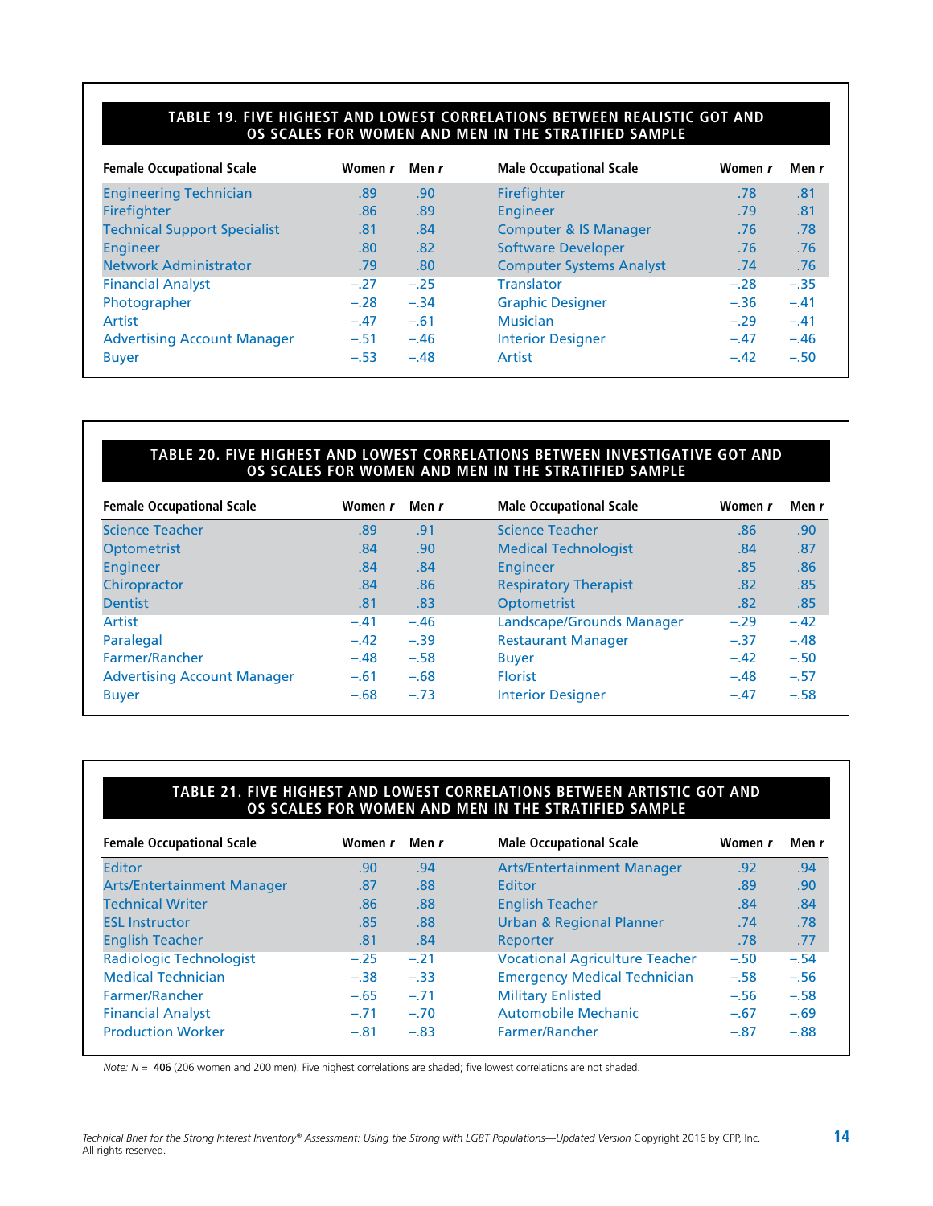**TABLE 19. FIVE HIGHEST AND LOWEST CORRELATIONS BETWEEN REALISTIC GOT AND OS SCALES FOR WOMEN AND MEN IN THE STRATIFIED SAMPLE**

| Female Occupational Scale | Women *r* | Men *r* | Male Occupational Scale | Women *r* | Men *r* |
|---|---|---|---|---|---|
| Engineering Technician | .89 | .90 | Firefighter | .78 | .81 |
| Firefighter | .86 | .89 | Engineer | .79 | .81 |
| Technical Support Specialist | .81 | .84 | Computer & IS Manager | .76 | .78 |
| Engineer | .80 | .82 | Software Developer | .76 | .76 |
| Network Administrator | .79 | .80 | Computer Systems Analyst | .74 | .76 |
| Financial Analyst | –.27 | –.25 | Translator | –.28 | –.35 |
| Photographer | –.28 | –.34 | Graphic Designer | –.36 | –.41 |
| Artist | –.47 | –.61 | Musician | –.29 | –.41 |
| Advertising Account Manager | –.51 | –.46 | Interior Designer | –.47 | –.46 |
| Buyer | –.53 | –.48 | Artist | –.42 | –.50 |

**TABLE 20. FIVE HIGHEST AND LOWEST CORRELATIONS BETWEEN INVESTIGATIVE GOT AND OS SCALES FOR WOMEN AND MEN IN THE STRATIFIED SAMPLE**

| Female Occupational Scale | Women *r* | Men *r* | Male Occupational Scale | Women *r* | Men *r* |
|---|---|---|---|---|---|
| Science Teacher | .89 | .91 | Science Teacher | .86 | .90 |
| Optometrist | .84 | .90 | Medical Technologist | .84 | .87 |
| Engineer | .84 | .84 | Engineer | .85 | .86 |
| Chiropractor | .84 | .86 | Respiratory Therapist | .82 | .85 |
| Dentist | .81 | .83 | Optometrist | .82 | .85 |
| Artist | –.41 | –.46 | Landscape/Grounds Manager | –.29 | –.42 |
| Paralegal | –.42 | –.39 | Restaurant Manager | –.37 | –.48 |
| Farmer/Rancher | –.48 | –.58 | Buyer | –.42 | –.50 |
| Advertising Account Manager | –.61 | –.68 | Florist | –.48 | –.57 |
| Buyer | –.68 | –.73 | Interior Designer | –.47 | –.58 |

**TABLE 21. FIVE HIGHEST AND LOWEST CORRELATIONS BETWEEN ARTISTIC GOT AND OS SCALES FOR WOMEN AND MEN IN THE STRATIFIED SAMPLE**

| Female Occupational Scale | Women *r* | Men *r* | Male Occupational Scale | Women *r* | Men *r* |
|---|---|---|---|---|---|
| Editor | .90 | .94 | Arts/Entertainment Manager | .92 | .94 |
| Arts/Entertainment Manager | .87 | .88 | Editor | .89 | .90 |
| Technical Writer | .86 | .88 | English Teacher | .84 | .84 |
| ESL Instructor | .85 | .88 | Urban & Regional Planner | .74 | .78 |
| English Teacher | .81 | .84 | Reporter | .78 | .77 |
| Radiologic Technologist | –.25 | –.21 | Vocational Agriculture Teacher | –.50 | –.54 |
| Medical Technician | –.38 | –.33 | Emergency Medical Technician | –.58 | –.56 |
| Farmer/Rancher | –.65 | –.71 | Military Enlisted | –.56 | –.58 |
| Financial Analyst | –.71 | –.70 | Automobile Mechanic | –.67 | –.69 |
| Production Worker | –.81 | –.83 | Farmer/Rancher | –.87 | –.88 |

*Note: N* = **406** (206 women and 200 men). Five highest correlations are shaded; five lowest correlations are not shaded.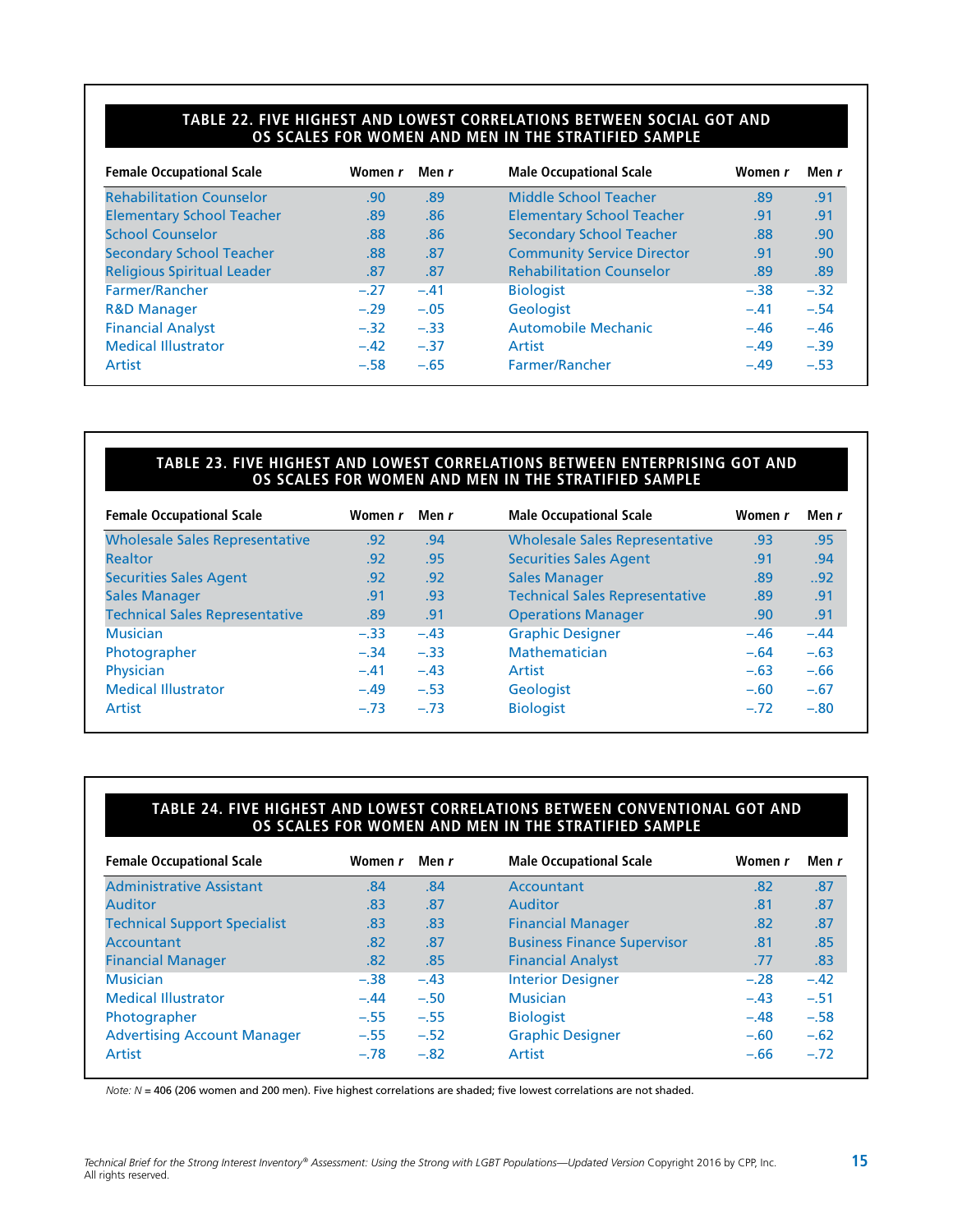**TABLE 22. FIVE HIGHEST AND LOWEST CORRELATIONS BETWEEN SOCIAL GOT AND OS SCALES FOR WOMEN AND MEN IN THE STRATIFIED SAMPLE**

| Female Occupational Scale | Women *r* | Men *r* | Male Occupational Scale | Women *r* | Men *r* |
|---|---|---|---|---|---|
| Rehabilitation Counselor | .90 | .89 | Middle School Teacher | .89 | .91 |
| Elementary School Teacher | .89 | .86 | Elementary School Teacher | .91 | .91 |
| School Counselor | .88 | .86 | Secondary School Teacher | .88 | .90 |
| Secondary School Teacher | .88 | .87 | Community Service Director | .91 | .90 |
| Religious Spiritual Leader | .87 | .87 | Rehabilitation Counselor | .89 | .89 |
| Farmer/Rancher | –.27 | –.41 | Biologist | –.38 | –.32 |
| R&D Manager | –.29 | –.05 | Geologist | –.41 | –.54 |
| Financial Analyst | –.32 | –.33 | Automobile Mechanic | –.46 | –.46 |
| Medical Illustrator | –.42 | –.37 | Artist | –.49 | –.39 |
| Artist | –.58 | –.65 | Farmer/Rancher | –.49 | –.53 |

**TABLE 23. FIVE HIGHEST AND LOWEST CORRELATIONS BETWEEN ENTERPRISING GOT AND OS SCALES FOR WOMEN AND MEN IN THE STRATIFIED SAMPLE**

| Female Occupational Scale | Women *r* | Men *r* | Male Occupational Scale | Women *r* | Men *r* |
|---|---|---|---|---|---|
| Wholesale Sales Representative | .92 | .94 | Wholesale Sales Representative | .93 | .95 |
| Realtor | .92 | .95 | Securities Sales Agent | .91 | .94 |
| Securities Sales Agent | .92 | .92 | Sales Manager | .89 | ..92 |
| Sales Manager | .91 | .93 | Technical Sales Representative | .89 | .91 |
| Technical Sales Representative | .89 | .91 | Operations Manager | .90 | .91 |
| Musician | –.33 | –.43 | Graphic Designer | –.46 | –.44 |
| Photographer | –.34 | –.33 | Mathematician | –.64 | –.63 |
| Physician | –.41 | –.43 | Artist | –.63 | –.66 |
| Medical Illustrator | –.49 | –.53 | Geologist | –.60 | –.67 |
| Artist | –.73 | –.73 | Biologist | –.72 | –.80 |

**TABLE 24. FIVE HIGHEST AND LOWEST CORRELATIONS BETWEEN CONVENTIONAL GOT AND OS SCALES FOR WOMEN AND MEN IN THE STRATIFIED SAMPLE**

| Female Occupational Scale | Women *r* | Men *r* | Male Occupational Scale | Women *r* | Men *r* |
|---|---|---|---|---|---|
| Administrative Assistant | .84 | .84 | Accountant | .82 | .87 |
| Auditor | .83 | .87 | Auditor | .81 | .87 |
| Technical Support Specialist | .83 | .83 | Financial Manager | .82 | .87 |
| Accountant | .82 | .87 | Business Finance Supervisor | .81 | .85 |
| Financial Manager | .82 | .85 | Financial Analyst | .77 | .83 |
| Musician | –.38 | –.43 | Interior Designer | –.28 | –.42 |
| Medical Illustrator | –.44 | –.50 | Musician | –.43 | –.51 |
| Photographer | –.55 | –.55 | Biologist | –.48 | –.58 |
| Advertising Account Manager | –.55 | –.52 | Graphic Designer | –.60 | –.62 |
| Artist | –.78 | –.82 | Artist | –.66 | –.72 |

*Note:* $N$ = 406 (206 women and 200 men). Five highest correlations are shaded; five lowest correlations are not shaded.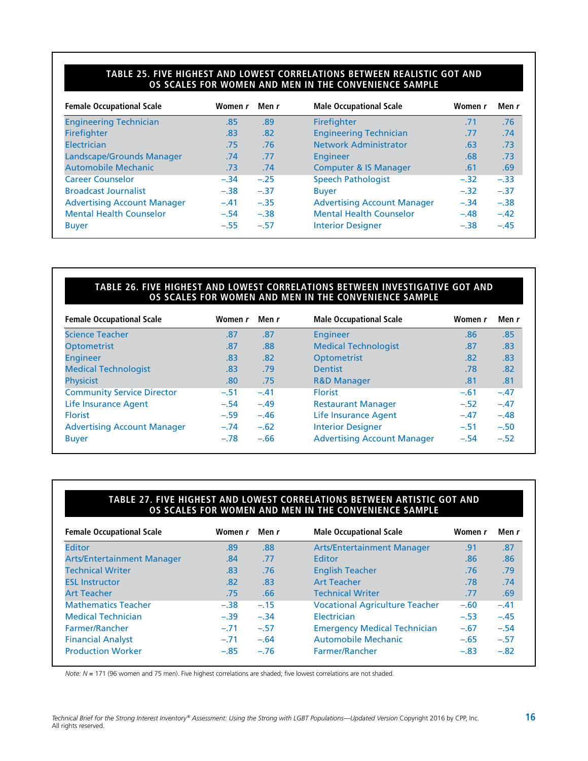**TABLE 25. FIVE HIGHEST AND LOWEST CORRELATIONS BETWEEN REALISTIC GOT AND OS SCALES FOR WOMEN AND MEN IN THE CONVENIENCE SAMPLE**

| Female Occupational Scale | Women *r* | Men *r* | Male Occupational Scale | Women *r* | Men *r* |
|---|---|---|---|---|---|
| Engineering Technician | .85 | .89 | Firefighter | .71 | .76 |
| Firefighter | .83 | .82 | Engineering Technician | .77 | .74 |
| Electrician | .75 | .76 | Network Administrator | .63 | .73 |
| Landscape/Grounds Manager | .74 | .77 | Engineer | .68 | .73 |
| Automobile Mechanic | .73 | .74 | Computer & IS Manager | .61 | .69 |
| Career Counselor | –.34 | –.25 | Speech Pathologist | –.32 | –.33 |
| Broadcast Journalist | –.38 | –.37 | Buyer | –.32 | –.37 |
| Advertising Account Manager | –.41 | –.35 | Advertising Account Manager | –.34 | –.38 |
| Mental Health Counselor | –.54 | –.38 | Mental Health Counselor | –.48 | –.42 |
| Buyer | –.55 | –.57 | Interior Designer | –.38 | –.45 |

**TABLE 26. FIVE HIGHEST AND LOWEST CORRELATIONS BETWEEN INVESTIGATIVE GOT AND OS SCALES FOR WOMEN AND MEN IN THE CONVENIENCE SAMPLE**

| Female Occupational Scale | Women *r* | Men *r* | Male Occupational Scale | Women *r* | Men *r* |
|---|---|---|---|---|---|
| Science Teacher | .87 | .87 | Engineer | .86 | .85 |
| Optometrist | .87 | .88 | Medical Technologist | .87 | .83 |
| Engineer | .83 | .82 | Optometrist | .82 | .83 |
| Medical Technologist | .83 | .79 | Dentist | .78 | .82 |
| Physicist | .80 | .75 | R&D Manager | .81 | .81 |
| Community Service Director | –.51 | –.41 | Florist | –.61 | –.47 |
| Life Insurance Agent | –.54 | –.49 | Restaurant Manager | –.52 | –.47 |
| Florist | –.59 | –.46 | Life Insurance Agent | –.47 | –.48 |
| Advertising Account Manager | –.74 | –.62 | Interior Designer | –.51 | –.50 |
| Buyer | –.78 | –.66 | Advertising Account Manager | –.54 | –.52 |

**TABLE 27. FIVE HIGHEST AND LOWEST CORRELATIONS BETWEEN ARTISTIC GOT AND OS SCALES FOR WOMEN AND MEN IN THE CONVENIENCE SAMPLE**

| Female Occupational Scale | Women *r* | Men *r* | Male Occupational Scale | Women *r* | Men *r* |
|---|---|---|---|---|---|
| Editor | .89 | .88 | Arts/Entertainment Manager | .91 | .87 |
| Arts/Entertainment Manager | .84 | .77 | Editor | .86 | .86 |
| Technical Writer | .83 | .76 | English Teacher | .76 | .79 |
| ESL Instructor | .82 | .83 | Art Teacher | .78 | .74 |
| Art Teacher | .75 | .66 | Technical Writer | .77 | .69 |
| Mathematics Teacher | –.38 | –.15 | Vocational Agriculture Teacher | –.60 | –.41 |
| Medical Technician | –.39 | –.34 | Electrician | –.53 | –.45 |
| Farmer/Rancher | –.71 | –.57 | Emergency Medical Technician | –.67 | –.54 |
| Financial Analyst | –.71 | –.64 | Automobile Mechanic | –.65 | –.57 |
| Production Worker | –.85 | –.76 | Farmer/Rancher | –.83 | –.82 |

*Note: N* = 171 (96 women and 75 men). Five highest correlations are shaded; five lowest correlations are not shaded.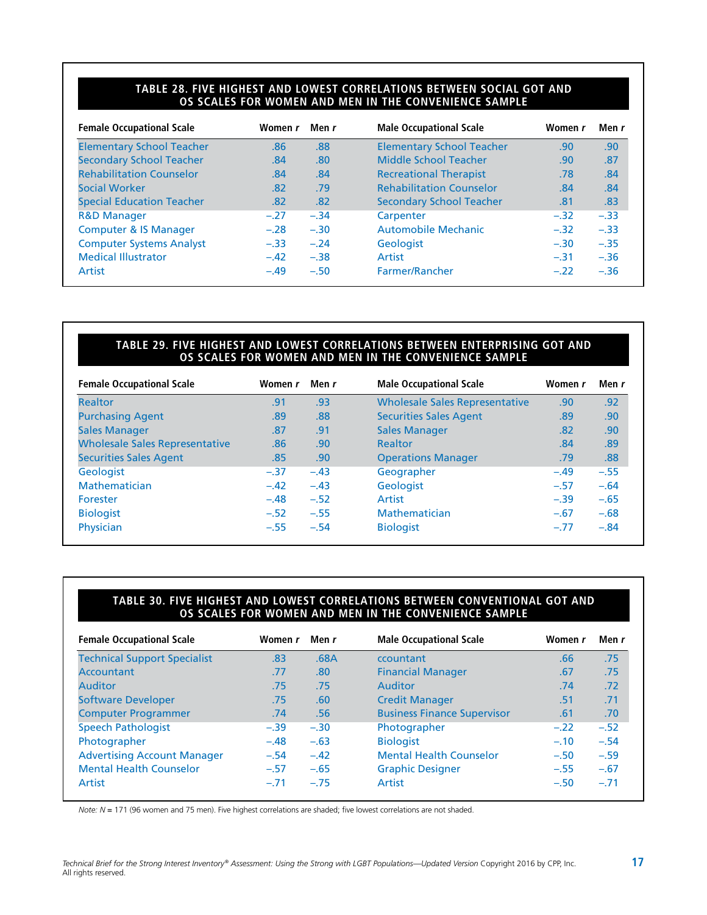**TABLE 28. FIVE HIGHEST AND LOWEST CORRELATIONS BETWEEN SOCIAL GOT AND OS SCALES FOR WOMEN AND MEN IN THE CONVENIENCE SAMPLE**

| Female Occupational Scale | Women *r* | Men *r* | Male Occupational Scale | Women *r* | Men *r* |
|---|---|---|---|---|---|
| Elementary School Teacher | .86 | .88 | Elementary School Teacher | .90 | .90 |
| Secondary School Teacher | .84 | .80 | Middle School Teacher | .90 | .87 |
| Rehabilitation Counselor | .84 | .84 | Recreational Therapist | .78 | .84 |
| Social Worker | .82 | .79 | Rehabilitation Counselor | .84 | .84 |
| Special Education Teacher | .82 | .82 | Secondary School Teacher | .81 | .83 |
| R&D Manager | –.27 | –.34 | Carpenter | –.32 | –.33 |
| Computer & IS Manager | –.28 | –.30 | Automobile Mechanic | –.32 | –.33 |
| Computer Systems Analyst | –.33 | –.24 | Geologist | –.30 | –.35 |
| Medical Illustrator | –.42 | –.38 | Artist | –.31 | –.36 |
| Artist | –.49 | –.50 | Farmer/Rancher | –.22 | –.36 |

**TABLE 29. FIVE HIGHEST AND LOWEST CORRELATIONS BETWEEN ENTERPRISING GOT AND OS SCALES FOR WOMEN AND MEN IN THE CONVENIENCE SAMPLE**

| Female Occupational Scale | Women *r* | Men *r* | Male Occupational Scale | Women *r* | Men *r* |
|---|---|---|---|---|---|
| Realtor | .91 | .93 | Wholesale Sales Representative | .90 | .92 |
| Purchasing Agent | .89 | .88 | Securities Sales Agent | .89 | .90 |
| Sales Manager | .87 | .91 | Sales Manager | .82 | .90 |
| Wholesale Sales Representative | .86 | .90 | Realtor | .84 | .89 |
| Securities Sales Agent | .85 | .90 | Operations Manager | .79 | .88 |
| Geologist | –.37 | –.43 | Geographer | –.49 | –.55 |
| Mathematician | –.42 | –.43 | Geologist | –.57 | –.64 |
| Forester | –.48 | –.52 | Artist | –.39 | –.65 |
| Biologist | –.52 | –.55 | Mathematician | –.67 | –.68 |
| Physician | –.55 | –.54 | Biologist | –.77 | –.84 |

**TABLE 30. FIVE HIGHEST AND LOWEST CORRELATIONS BETWEEN CONVENTIONAL GOT AND OS SCALES FOR WOMEN AND MEN IN THE CONVENIENCE SAMPLE**

| Female Occupational Scale | Women *r* | Men *r* | Male Occupational Scale | Women *r* | Men *r* |
|---|---|---|---|---|---|
| Technical Support Specialist | .83 | .68A | ccountant | .66 | .75 |
| Accountant | .77 | .80 | Financial Manager | .67 | .75 |
| Auditor | .75 | .75 | Auditor | .74 | .72 |
| Software Developer | .75 | .60 | Credit Manager | .51 | .71 |
| Computer Programmer | .74 | .56 | Business Finance Supervisor | .61 | .70 |
| Speech Pathologist | –.39 | –.30 | Photographer | –.22 | –.52 |
| Photographer | –.48 | –.63 | Biologist | –.10 | –.54 |
| Advertising Account Manager | –.54 | –.42 | Mental Health Counselor | –.50 | –.59 |
| Mental Health Counselor | –.57 | –.65 | Graphic Designer | –.55 | –.67 |
| Artist | –.71 | –.75 | Artist | –.50 | –.71 |

*Note: N* = 171 (96 women and 75 men). Five highest correlations are shaded; five lowest correlations are not shaded.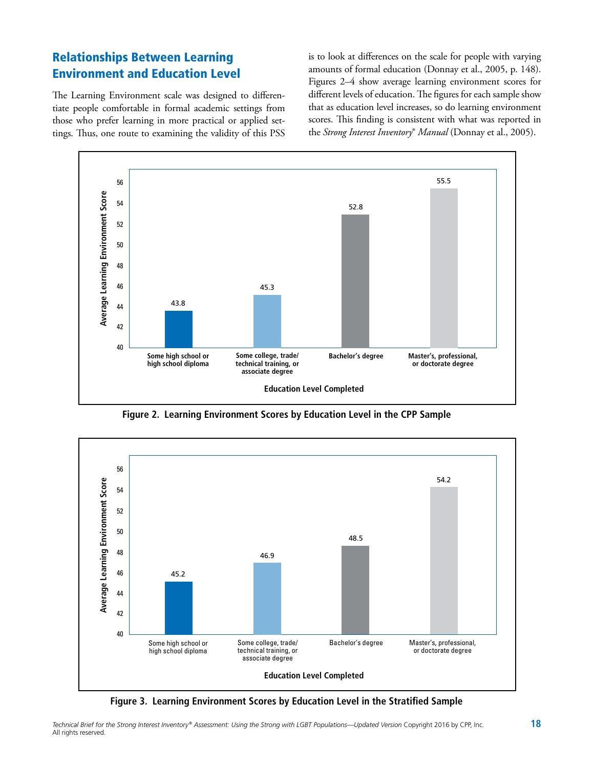## Relationships Between Learning Environment and Education Level

The Learning Environment scale was designed to differentiate people comfortable in formal academic settings from those who prefer learning in more practical or applied settings. Thus, one route to examining the validity of this PSS is to look at differences on the scale for people with varying amounts of formal education (Donnay et al., 2005, p. 148). Figures 2–4 show average learning environment scores for different levels of education. The figures for each sample show that as education level increases, so do learning environment scores. This finding is consistent with what was reported in the *Strong Interest Inventory® Manual* (Donnay et al., 2005).

| Education Level Completed | Average Learning Environment Score |
|---|---|
| Some high school or high school diploma | 43.8 |
| Some college, trade/technical training, or associate degree | 45.3 |
| Bachelor's degree | 52.8 |
| Master's, professional, or doctorate degree | 55.5 |

**Figure 2. Learning Environment Scores by Education Level in the CPP Sample**

| Education Level Completed | Average Learning Environment Score |
|---|---|
| Some high school or high school diploma | 45.2 |
| Some college, trade/technical training, or associate degree | 46.9 |
| Bachelor's degree | 48.5 |
| Master's, professional, or doctorate degree | 54.2 |

**Figure 3. Learning Environment Scores by Education Level in the Stratified Sample**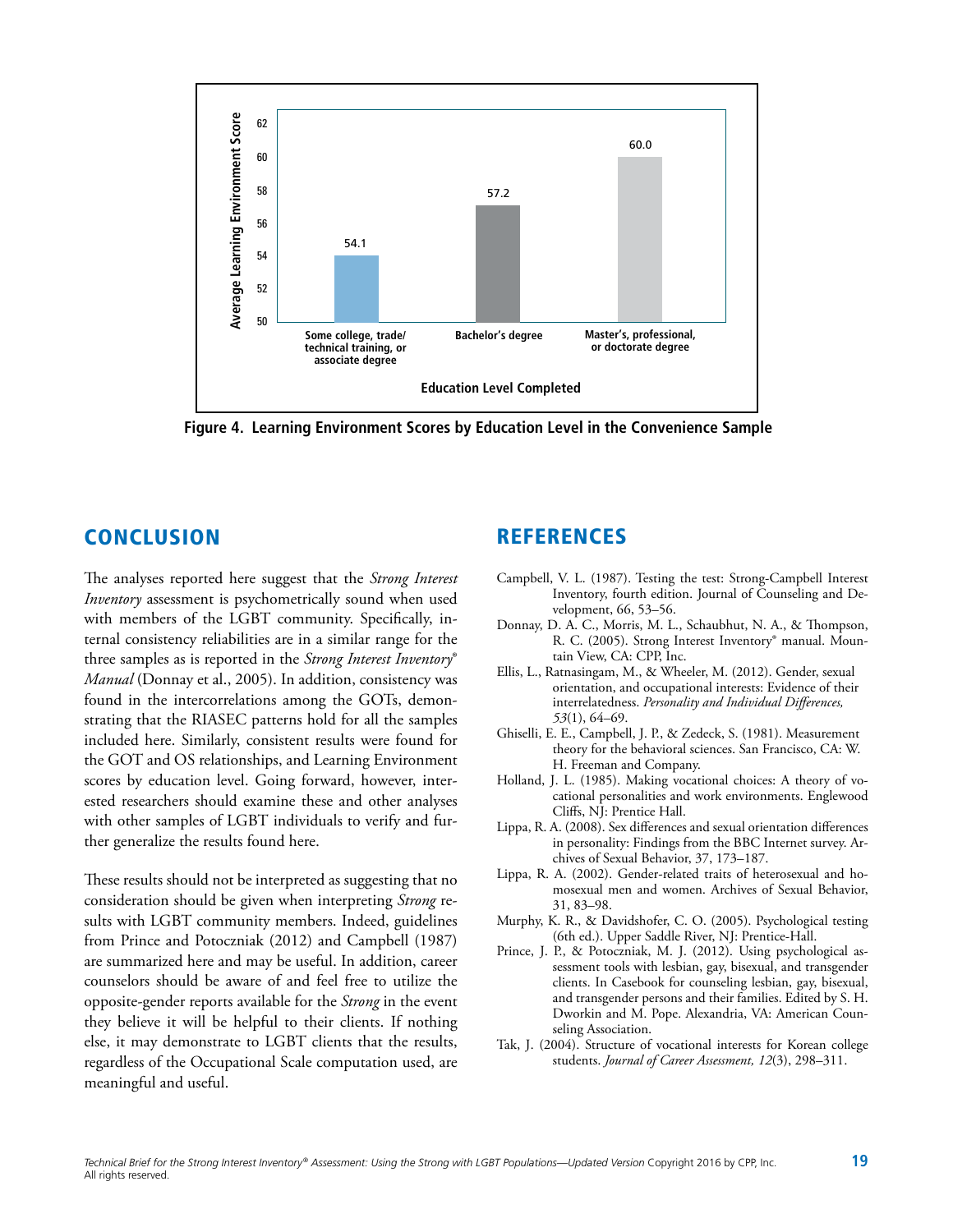Average Learning Environment Score

62
60
58
56
54
52
50

54.1
57.2
60.0

Some college, trade/ technical training, or associate degree

Bachelor's degree

Master's, professional, or doctorate degree

Education Level Completed

**Figure 4. Learning Environment Scores by Education Level in the Convenience Sample**

## CONCLUSION

The analyses reported here suggest that the *Strong Interest Inventory* assessment is psychometrically sound when used with members of the LGBT community. Specifically, internal consistency reliabilities are in a similar range for the three samples as is reported in the *Strong Interest Inventory® Manual* (Donnay et al., 2005). In addition, consistency was found in the intercorrelations among the GOTs, demonstrating that the RIASEC patterns hold for all the samples included here. Similarly, consistent results were found for the GOT and OS relationships, and Learning Environment scores by education level. Going forward, however, interested researchers should examine these and other analyses with other samples of LGBT individuals to verify and further generalize the results found here.

These results should not be interpreted as suggesting that no consideration should be given when interpreting *Strong* results with LGBT community members. Indeed, guidelines from Prince and Potoczniak (2012) and Campbell (1987) are summarized here and may be useful. In addition, career counselors should be aware of and feel free to utilize the opposite-gender reports available for the *Strong* in the event they believe it will be helpful to their clients. If nothing else, it may demonstrate to LGBT clients that the results, regardless of the Occupational Scale computation used, are meaningful and useful.

## REFERENCES

Campbell, V. L. (1987). Testing the test: Strong-Campbell Interest Inventory, fourth edition. Journal of Counseling and Development, 66, 53–56.

Donnay, D. A. C., Morris, M. L., Schaubhut, N. A., & Thompson, R. C. (2005). Strong Interest Inventory® manual. Mountain View, CA: CPP, Inc.

Ellis, L., Ratnasingam, M., & Wheeler, M. (2012). Gender, sexual orientation, and occupational interests: Evidence of their interrelatedness. *Personality and Individual Differences, 53*(1), 64–69.

Ghiselli, E. E., Campbell, J. P., & Zedeck, S. (1981). Measurement theory for the behavioral sciences. San Francisco, CA: W. H. Freeman and Company.

Holland, J. L. (1985). Making vocational choices: A theory of vocational personalities and work environments. Englewood Cliffs, NJ: Prentice Hall.

Lippa, R. A. (2008). Sex differences and sexual orientation differences in personality: Findings from the BBC Internet survey. Archives of Sexual Behavior, 37, 173–187.

Lippa, R. A. (2002). Gender-related traits of heterosexual and homosexual men and women. Archives of Sexual Behavior, 31, 83–98.

Murphy, K. R., & Davidshofer, C. O. (2005). Psychological testing (6th ed.). Upper Saddle River, NJ: Prentice-Hall.

Prince, J. P., & Potoczniak, M. J. (2012). Using psychological assessment tools with lesbian, gay, bisexual, and transgender clients. In Casebook for counseling lesbian, gay, bisexual, and transgender persons and their families. Edited by S. H. Dworkin and M. Pope. Alexandria, VA: American Counseling Association.

Tak, J. (2004). Structure of vocational interests for Korean college students. *Journal of Career Assessment, 12*(3), 298–311.